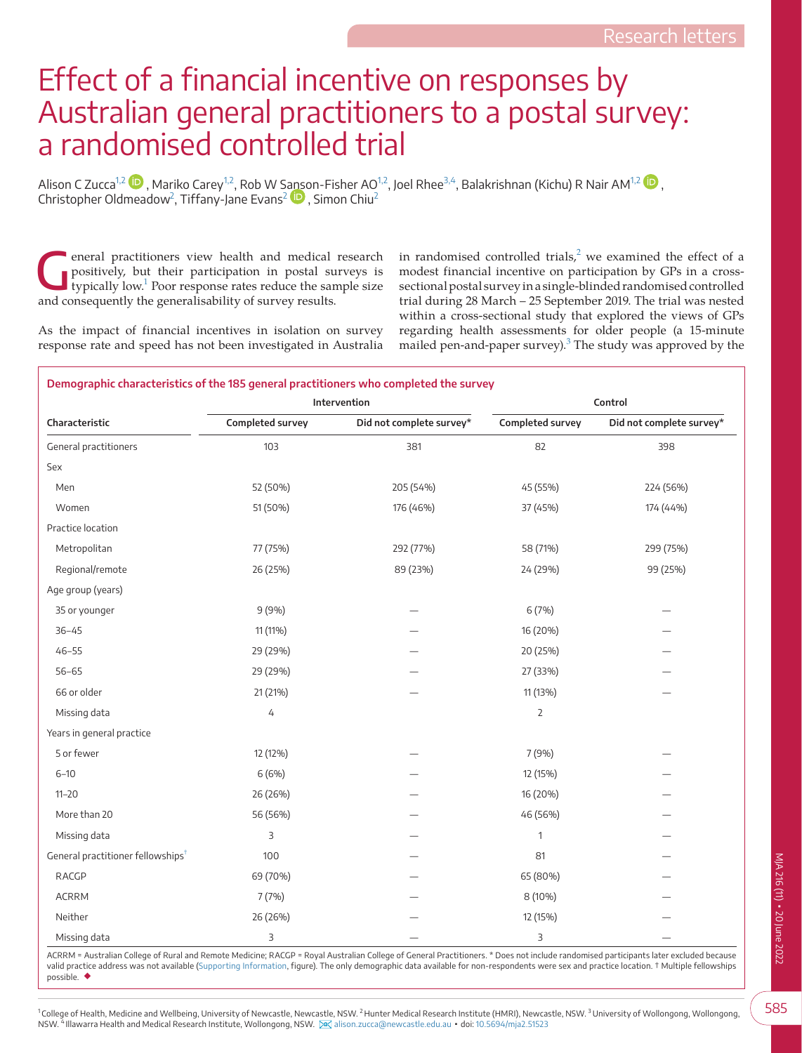# Effect of a financial incentive on responses by Australian general practitioners to a postal survey: a randomised controlled trial

Alison C Zucca[1,2], Mariko Carey[1,2], Rob W Sanson-Fisher AO[1,2], Joel Rhee[3,4], Balakrishnan (Kichu) R Nair AM[1,2], Christopher Oldmeadow[2], Tiffany-Jane Evans[2], Simon Chiu[2]

General practitioners view health and medical research positively, but their participation in postal surveys is typically low.[1] Poor response rates reduce the sample size and consequently the generalisability of survey results.

As the impact of financial incentives in isolation on survey response rate and speed has not been investigated in Australia in randomised controlled trials,[2] we examined the effect of a modest financial incentive on participation by GPs in a cross-sectional postal survey in a single-blinded randomised controlled trial during 28 March – 25 September 2019. The trial was nested within a cross-sectional study that explored the views of GPs regarding health assessments for older people (a 15-minute mailed pen-and-paper survey).[3] The study was approved by the

**Demographic characteristics of the 185 general practitioners who completed the survey**

| Characteristic | Intervention | | Control | |
|---|---|---|---|---|
| | Completed survey | Did not complete survey* | Completed survey | Did not complete survey* |
| General practitioners | 103 | 381 | 82 | 398 |
| Sex | | | | |
| Men | 52 (50%) | 205 (54%) | 45 (55%) | 224 (56%) |
| Women | 51 (50%) | 176 (46%) | 37 (45%) | 174 (44%) |
| Practice location | | | | |
| Metropolitan | 77 (75%) | 292 (77%) | 58 (71%) | 299 (75%) |
| Regional/remote | 26 (25%) | 89 (23%) | 24 (29%) | 99 (25%) |
| Age group (years) | | | | |
| 35 or younger | 9 (9%) | — | 6 (7%) | — |
| 36–45 | 11 (11%) | — | 16 (20%) | — |
| 46–55 | 29 (29%) | — | 20 (25%) | — |
| 56–65 | 29 (29%) | — | 27 (33%) | — |
| 66 or older | 21 (21%) | — | 11 (13%) | — |
| Missing data | 4 | | 2 | |
| Years in general practice | | | | |
| 5 or fewer | 12 (12%) | — | 7 (9%) | — |
| 6–10 | 6 (6%) | — | 12 (15%) | — |
| 11–20 | 26 (26%) | — | 16 (20%) | — |
| More than 20 | 56 (56%) | — | 46 (56%) | — |
| Missing data | 3 | — | 1 | — |
| General practitioner fellowships† | 100 | — | 81 | — |
| RACGP | 69 (70%) | — | 65 (80%) | — |
| ACRRM | 7 (7%) | — | 8 (10%) | — |
| Neither | 26 (26%) | — | 12 (15%) | — |
| Missing data | 3 | — | 3 | — |

ACRRM = Australian College of Rural and Remote Medicine; RACGP = Royal Australian College of General Practitioners. * Does not include randomised participants later excluded because valid practice address was not available (Supporting Information, figure). The only demographic data available for non-respondents were sex and practice location. † Multiple fellowships possible. ◆

[1] College of Health, Medicine and Wellbeing, University of Newcastle, Newcastle, NSW. [2] Hunter Medical Research Institute (HMRI), Newcastle, NSW. [3] University of Wollongong, Wollongong, NSW. [4] Illawarra Health and Medical Research Institute, Wollongong, NSW. alison.zucca@newcastle.edu.au • doi: 10.5694/mja2.51523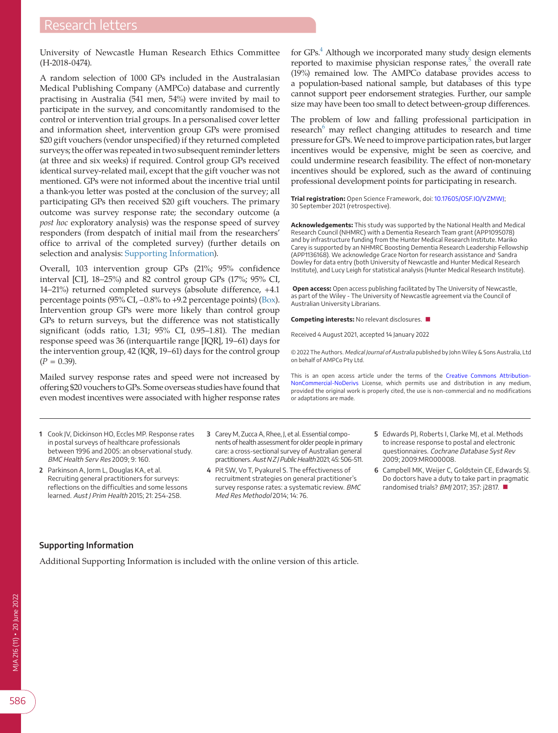University of Newcastle Human Research Ethics Committee (H-2018-0474).

A random selection of 1000 GPs included in the Australasian Medical Publishing Company (AMPCo) database and currently practising in Australia (541 men, 54%) were invited by mail to participate in the survey, and concomitantly randomised to the control or intervention trial groups. In a personalised cover letter and information sheet, intervention group GPs were promised $20 gift vouchers (vendor unspecified) if they returned completed surveys; the offer was repeated in two subsequent reminder letters (at three and six weeks) if required. Control group GPs received identical survey-related mail, except that the gift voucher was not mentioned. GPs were not informed about the incentive trial until a thank-you letter was posted at the conclusion of the survey; all participating GPs then received $20 gift vouchers. The primary outcome was survey response rate; the secondary outcome (a *post hoc* exploratory analysis) was the response speed of survey responders (from despatch of initial mail from the researchers' office to arrival of the completed survey) (further details on selection and analysis: Supporting Information).

Overall, 103 intervention group GPs (21%; 95% confidence interval [CI], 18–25%) and 82 control group GPs (17%; 95% CI, 14–21%) returned completed surveys (absolute difference, +4.1 percentage points (95% CI, –0.8% to +9.2 percentage points) (Box). Intervention group GPs were more likely than control group GPs to return surveys, but the difference was not statistically significant (odds ratio, 1.31; 95% CI, 0.95–1.81). The median response speed was 36 (interquartile range [IQR], 19–61) days for the intervention group, 42 (IQR, 19–61) days for the control group ($P$ = 0.39).

Mailed survey response rates and speed were not increased by offering $20 vouchers to GPs. Some overseas studies have found that even modest incentives were associated with higher response rates for GPs.[4] Although we incorporated many study design elements reported to maximise physician response rates,[5] the overall rate (19%) remained low. The AMPCo database provides access to a population-based national sample, but databases of this type cannot support peer endorsement strategies. Further, our sample size may have been too small to detect between-group differences.

The problem of low and falling professional participation in research[6] may reflect changing attitudes to research and time pressure for GPs. We need to improve participation rates, but larger incentives would be expensive, might be seen as coercive, and could undermine research feasibility. The effect of non-monetary incentives should be explored, such as the award of continuing professional development points for participating in research.

**Trial registration:** Open Science Framework, doi: 10.17605/OSF.IO/VZMWJ; 30 September 2021 (retrospective).

**Acknowledgements:** This study was supported by the National Health and Medical Research Council (NHMRC) with a Dementia Research Team grant (APP1095078) and by infrastructure funding from the Hunter Medical Research Institute. Mariko Carey is supported by an NHMRC Boosting Dementia Research Leadership Fellowship (APP1136168). We acknowledge Grace Norton for research assistance and Sandra Dowley for data entry (both University of Newcastle and Hunter Medical Research Institute), and Lucy Leigh for statistical analysis (Hunter Medical Research Institute).

**Open access:** Open access publishing facilitated by The University of Newcastle, as part of the Wiley - The University of Newcastle agreement via the Council of Australian University Librarians.

**Competing interests:** No relevant disclosures. ■

Received 4 August 2021, accepted 14 January 2022

© 2022 The Authors. *Medical Journal of Australia* published by John Wiley & Sons Australia, Ltd on behalf of AMPCo Pty Ltd.

This is an open access article under the terms of the Creative Commons Attribution-NonCommercial-NoDerivs License, which permits use and distribution in any medium, provided the original work is properly cited, the use is non-commercial and no modifications or adaptations are made.

1 Cook JV, Dickinson HO, Eccles MP. Response rates in postal surveys of healthcare professionals between 1996 and 2005: an observational study. *BMC Health Serv Res* 2009; 9: 160.

2 Parkinson A, Jorm L, Douglas KA, et al. Recruiting general practitioners for surveys: reflections on the difficulties and some lessons learned. *Aust J Prim Health* 2015; 21: 254-258.

3 Carey M, Zucca A, Rhee, J, et al. Essential components of health assessment for older people in primary care: a cross-sectional survey of Australian general practitioners. *Aust N Z J Public Health* 2021; 45: 506-511.

4 Pit SW, Vo T, Pyakurel S. The effectiveness of recruitment strategies on general practitioner's survey response rates: a systematic review. *BMC Med Res Methodol* 2014; 14: 76.

5 Edwards PJ, Roberts I, Clarke MJ, et al. Methods to increase response to postal and electronic questionnaires. *Cochrane Database Syst Rev* 2009; 2009:MR000008.

6 Campbell MK, Weijer C, Goldstein CE, Edwards SJ. Do doctors have a duty to take part in pragmatic randomised trials? *BMJ* 2017; 357: j2817. ■

## Supporting Information

Additional Supporting Information is included with the online version of this article.